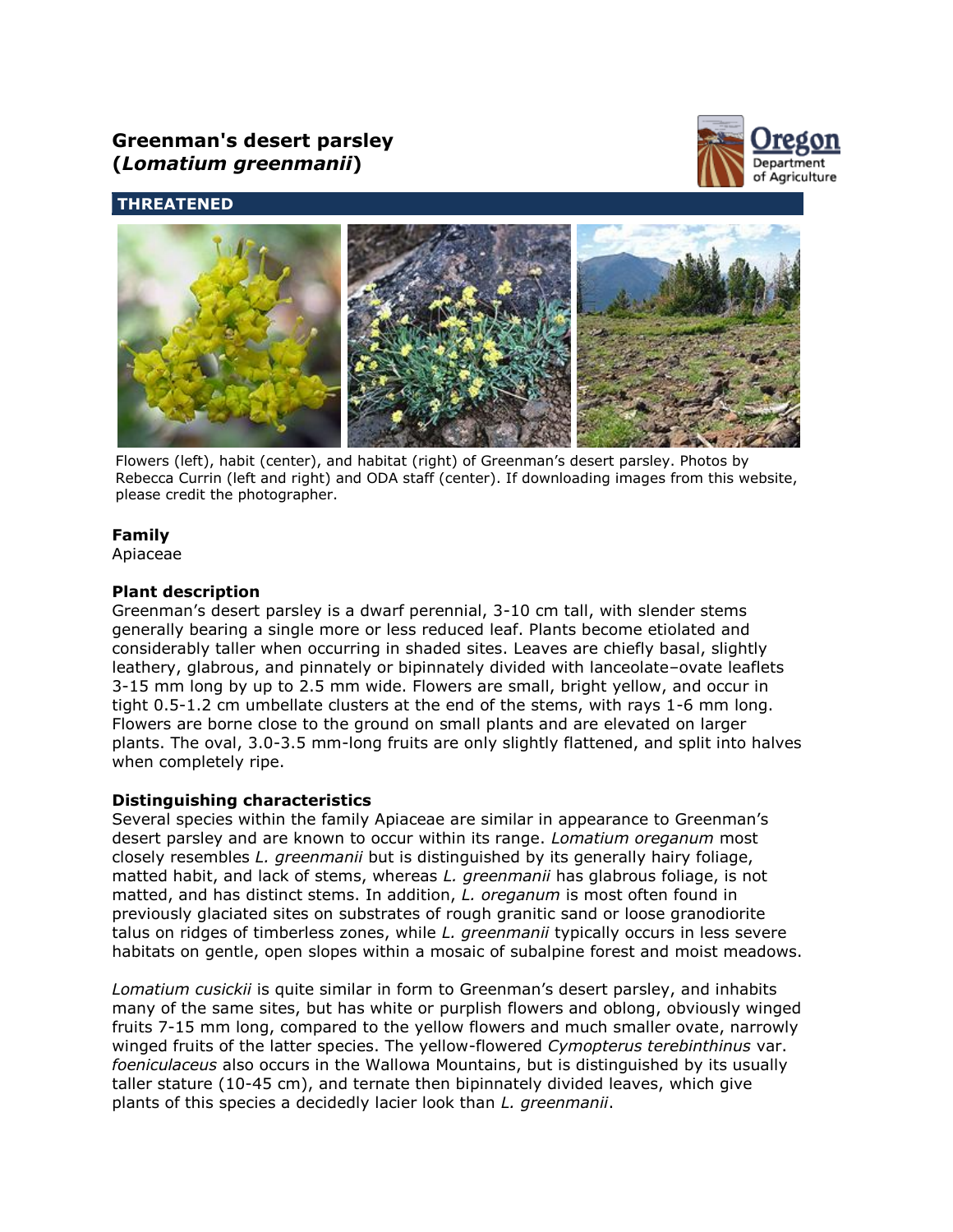# Greenman's desert parsley (*Lomatium greenmanii*)

## THREATENED

Flowers (left), habit (center), and habitat (right) of Greenman's desert parsley. Photos by Rebecca Currin (left and right) and ODA staff (center). If downloading images from this website, please credit the photographer.

### Family

Apiaceae

### Plant description

Greenman's desert parsley is a dwarf perennial, 3-10 cm tall, with slender stems generally bearing a single more or less reduced leaf. Plants become etiolated and considerably taller when occurring in shaded sites. Leaves are chiefly basal, slightly leathery, glabrous, and pinnately or bipinnately divided with lanceolate–ovate leaflets 3-15 mm long by up to 2.5 mm wide. Flowers are small, bright yellow, and occur in tight 0.5-1.2 cm umbellate clusters at the end of the stems, with rays 1-6 mm long. Flowers are borne close to the ground on small plants and are elevated on larger plants. The oval, 3.0-3.5 mm-long fruits are only slightly flattened, and split into halves when completely ripe.

### Distinguishing characteristics

Several species within the family Apiaceae are similar in appearance to Greenman's desert parsley and are known to occur within its range. *Lomatium oreganum* most closely resembles *L. greenmanii* but is distinguished by its generally hairy foliage, matted habit, and lack of stems, whereas *L. greenmanii* has glabrous foliage, is not matted, and has distinct stems. In addition, *L. oreganum* is most often found in previously glaciated sites on substrates of rough granitic sand or loose granodiorite talus on ridges of timberless zones, while *L. greenmanii* typically occurs in less severe habitats on gentle, open slopes within a mosaic of subalpine forest and moist meadows.

*Lomatium cusickii* is quite similar in form to Greenman's desert parsley, and inhabits many of the same sites, but has white or purplish flowers and oblong, obviously winged fruits 7-15 mm long, compared to the yellow flowers and much smaller ovate, narrowly winged fruits of the latter species. The yellow-flowered *Cymopterus terebinthinus* var. *foeniculaceus* also occurs in the Wallowa Mountains, but is distinguished by its usually taller stature (10-45 cm), and ternate then bipinnately divided leaves, which give plants of this species a decidedly lacier look than *L. greenmanii*.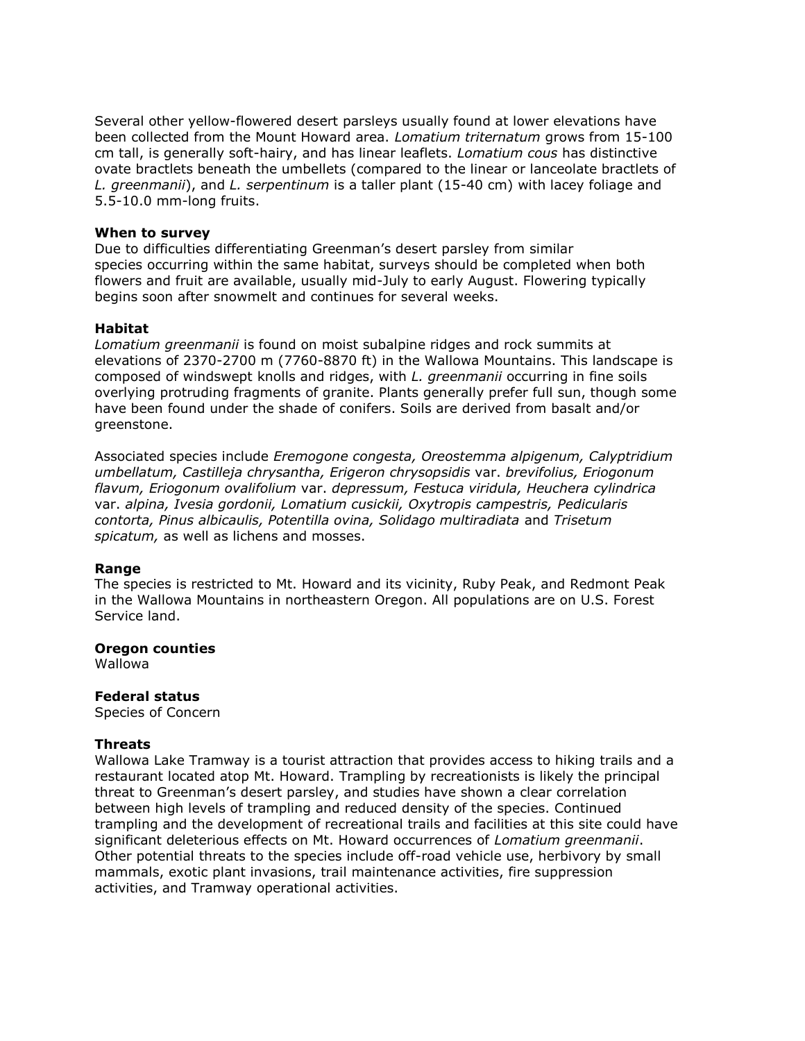Several other yellow-flowered desert parsleys usually found at lower elevations have been collected from the Mount Howard area. *Lomatium triternatum* grows from 15-100 cm tall, is generally soft-hairy, and has linear leaflets. *Lomatium cous* has distinctive ovate bractlets beneath the umbellets (compared to the linear or lanceolate bractlets of *L. greenmanii*), and *L. serpentinum* is a taller plant (15-40 cm) with lacey foliage and 5.5-10.0 mm-long fruits.

**When to survey**
Due to difficulties differentiating Greenman's desert parsley from similar species occurring within the same habitat, surveys should be completed when both flowers and fruit are available, usually mid-July to early August. Flowering typically begins soon after snowmelt and continues for several weeks.

**Habitat**
*Lomatium greenmanii* is found on moist subalpine ridges and rock summits at elevations of 2370-2700 m (7760-8870 ft) in the Wallowa Mountains. This landscape is composed of windswept knolls and ridges, with *L. greenmanii* occurring in fine soils overlying protruding fragments of granite. Plants generally prefer full sun, though some have been found under the shade of conifers. Soils are derived from basalt and/or greenstone.

Associated species include *Eremogone congesta, Oreostemma alpigenum, Calyptridium umbellatum, Castilleja chrysantha, Erigeron chrysopsidis* var. *brevifolius, Eriogonum flavum, Eriogonum ovalifolium* var. *depressum, Festuca viridula, Heuchera cylindrica* var. *alpina, Ivesia gordonii, Lomatium cusickii, Oxytropis campestris, Pedicularis contorta, Pinus albicaulis, Potentilla ovina, Solidago multiradiata* and *Trisetum spicatum,* as well as lichens and mosses.

**Range**
The species is restricted to Mt. Howard and its vicinity, Ruby Peak, and Redmont Peak in the Wallowa Mountains in northeastern Oregon. All populations are on U.S. Forest Service land.

**Oregon counties**
Wallowa

**Federal status**
Species of Concern

**Threats**
Wallowa Lake Tramway is a tourist attraction that provides access to hiking trails and a restaurant located atop Mt. Howard. Trampling by recreationists is likely the principal threat to Greenman's desert parsley, and studies have shown a clear correlation between high levels of trampling and reduced density of the species. Continued trampling and the development of recreational trails and facilities at this site could have significant deleterious effects on Mt. Howard occurrences of *Lomatium greenmanii*. Other potential threats to the species include off-road vehicle use, herbivory by small mammals, exotic plant invasions, trail maintenance activities, fire suppression activities, and Tramway operational activities.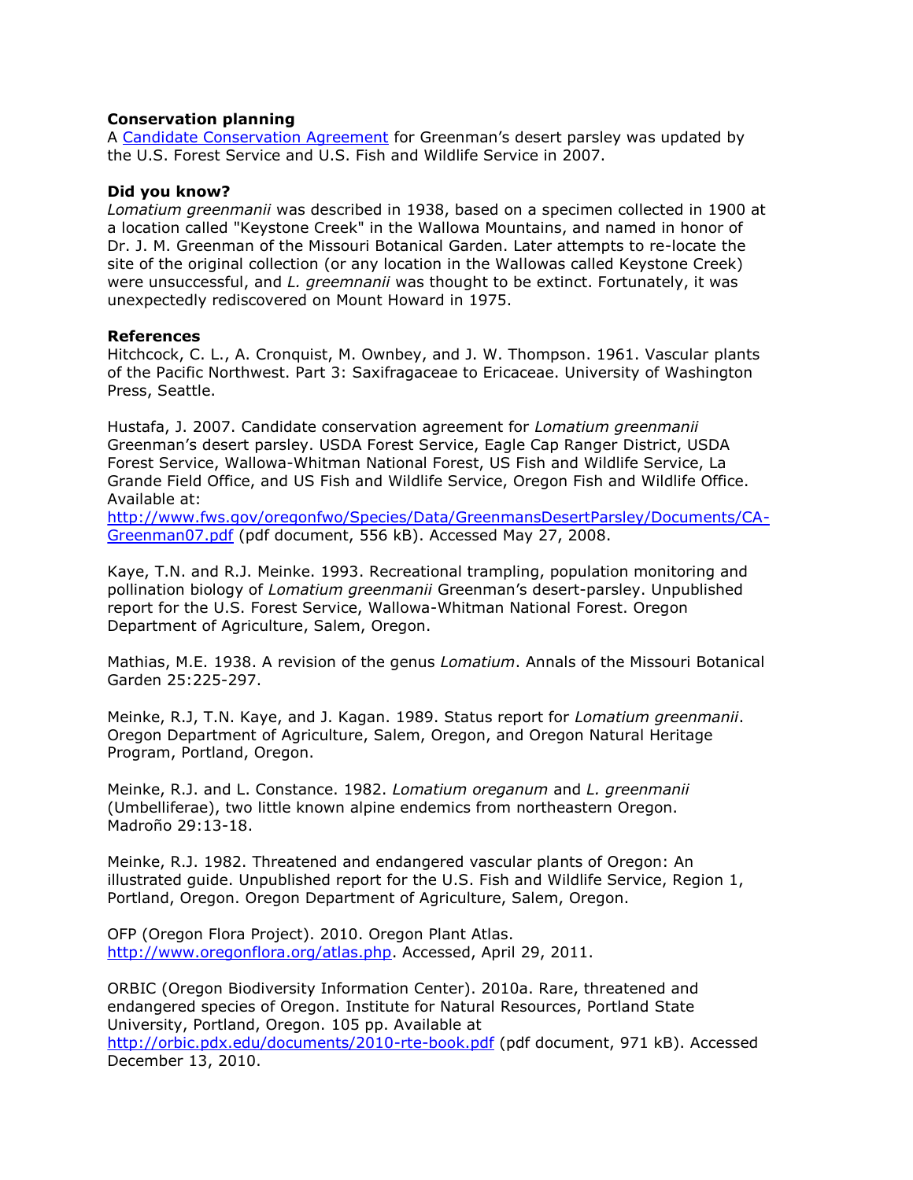**Conservation planning**

A [Candidate Conservation Agreement](http://www.fws.gov/oregonfwo/Species/Data/GreenmansDesertParsley/Documents/CA-Greenman07.pdf) for Greenman's desert parsley was updated by the U.S. Forest Service and U.S. Fish and Wildlife Service in 2007.

**Did you know?**

*Lomatium greenmanii* was described in 1938, based on a specimen collected in 1900 at a location called "Keystone Creek" in the Wallowa Mountains, and named in honor of Dr. J. M. Greenman of the Missouri Botanical Garden. Later attempts to re-locate the site of the original collection (or any location in the Wallowas called Keystone Creek) were unsuccessful, and *L. greemnanii* was thought to be extinct. Fortunately, it was unexpectedly rediscovered on Mount Howard in 1975.

**References**

Hitchcock, C. L., A. Cronquist, M. Ownbey, and J. W. Thompson. 1961. Vascular plants of the Pacific Northwest. Part 3: Saxifragaceae to Ericaceae. University of Washington Press, Seattle.

Hustafa, J. 2007. Candidate conservation agreement for *Lomatium greenmanii* Greenman's desert parsley. USDA Forest Service, Eagle Cap Ranger District, USDA Forest Service, Wallowa-Whitman National Forest, US Fish and Wildlife Service, La Grande Field Office, and US Fish and Wildlife Service, Oregon Fish and Wildlife Office. Available at: [http://www.fws.gov/oregonfwo/Species/Data/GreenmansDesertParsley/Documents/CA-Greenman07.pdf](http://www.fws.gov/oregonfwo/Species/Data/GreenmansDesertParsley/Documents/CA-Greenman07.pdf) (pdf document, 556 kB). Accessed May 27, 2008.

Kaye, T.N. and R.J. Meinke. 1993. Recreational trampling, population monitoring and pollination biology of *Lomatium greenmanii* Greenman's desert-parsley. Unpublished report for the U.S. Forest Service, Wallowa-Whitman National Forest. Oregon Department of Agriculture, Salem, Oregon.

Mathias, M.E. 1938. A revision of the genus *Lomatium*. Annals of the Missouri Botanical Garden 25:225-297.

Meinke, R.J, T.N. Kaye, and J. Kagan. 1989. Status report for *Lomatium greenmanii*. Oregon Department of Agriculture, Salem, Oregon, and Oregon Natural Heritage Program, Portland, Oregon.

Meinke, R.J. and L. Constance. 1982. *Lomatium oreganum* and *L. greenmanii* (Umbelliferae), two little known alpine endemics from northeastern Oregon. Madroño 29:13-18.

Meinke, R.J. 1982. Threatened and endangered vascular plants of Oregon: An illustrated guide. Unpublished report for the U.S. Fish and Wildlife Service, Region 1, Portland, Oregon. Oregon Department of Agriculture, Salem, Oregon.

OFP (Oregon Flora Project). 2010. Oregon Plant Atlas. [http://www.oregonflora.org/atlas.php](http://www.oregonflora.org/atlas.php). Accessed, April 29, 2011.

ORBIC (Oregon Biodiversity Information Center). 2010a. Rare, threatened and endangered species of Oregon. Institute for Natural Resources, Portland State University, Portland, Oregon. 105 pp. Available at [http://orbic.pdx.edu/documents/2010-rte-book.pdf](http://orbic.pdx.edu/documents/2010-rte-book.pdf) (pdf document, 971 kB). Accessed December 13, 2010.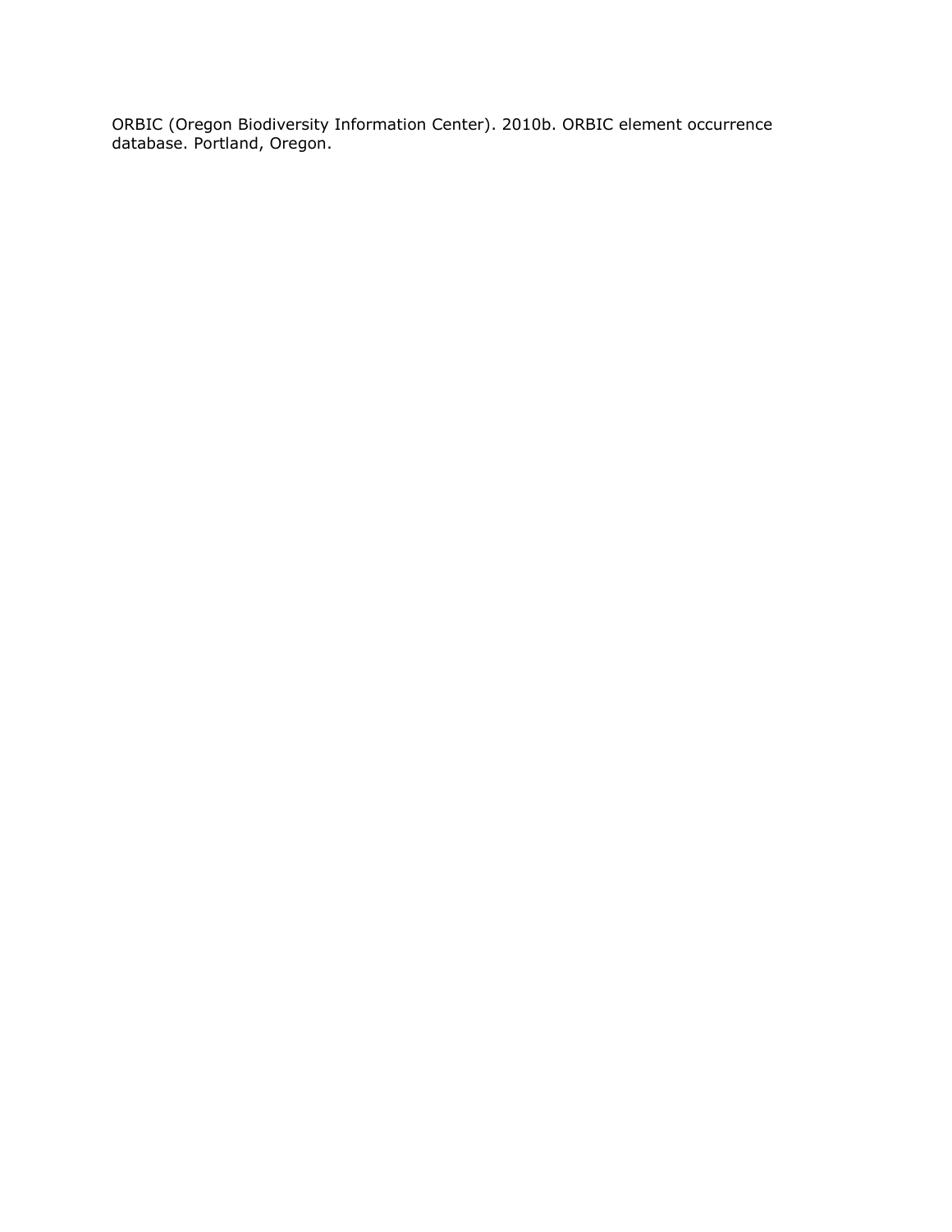ORBIC (Oregon Biodiversity Information Center). 2010b. ORBIC element occurrence database. Portland, Oregon.